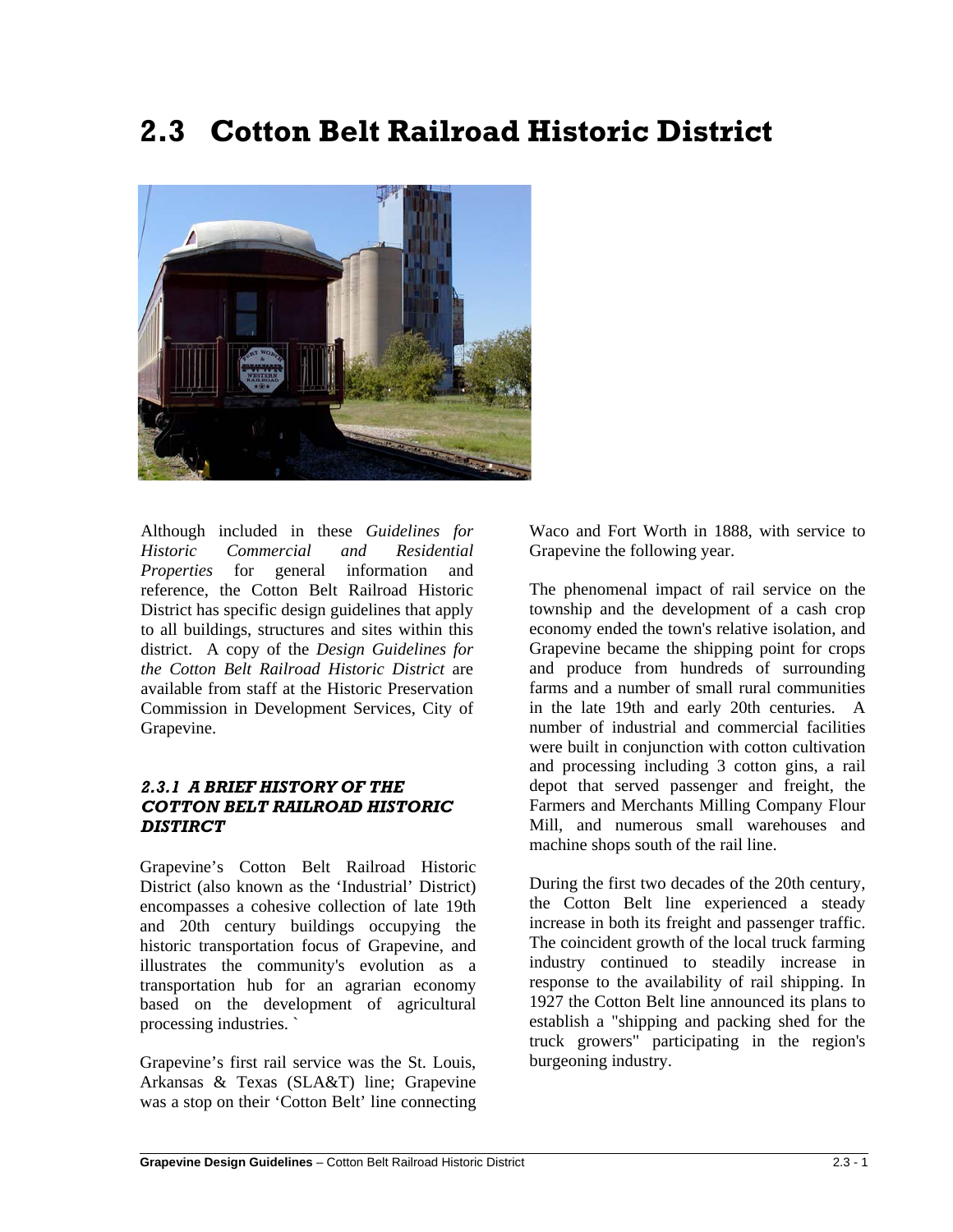# 2.3 Cotton Belt Railroad Historic District

Although included in these *Guidelines for Historic Commercial and Residential Properties* for general information and reference, the Cotton Belt Railroad Historic District has specific design guidelines that apply to all buildings, structures and sites within this district. A copy of the *Design Guidelines for the Cotton Belt Railroad Historic District* are available from staff at the Historic Preservation Commission in Development Services, City of Grapevine.

### *2.3.1 A BRIEF HISTORY OF THE COTTON BELT RAILROAD HISTORIC DISTIRCT*

Grapevine's Cotton Belt Railroad Historic District (also known as the 'Industrial' District) encompasses a cohesive collection of late 19th and 20th century buildings occupying the historic transportation focus of Grapevine, and illustrates the community's evolution as a transportation hub for an agrarian economy based on the development of agricultural processing industries. `

Grapevine's first rail service was the St. Louis, Arkansas & Texas (SLA&T) line; Grapevine was a stop on their 'Cotton Belt' line connecting Waco and Fort Worth in 1888, with service to Grapevine the following year.

The phenomenal impact of rail service on the township and the development of a cash crop economy ended the town's relative isolation, and Grapevine became the shipping point for crops and produce from hundreds of surrounding farms and a number of small rural communities in the late 19th and early 20th centuries. A number of industrial and commercial facilities were built in conjunction with cotton cultivation and processing including 3 cotton gins, a rail depot that served passenger and freight, the Farmers and Merchants Milling Company Flour Mill, and numerous small warehouses and machine shops south of the rail line.

During the first two decades of the 20th century, the Cotton Belt line experienced a steady increase in both its freight and passenger traffic. The coincident growth of the local truck farming industry continued to steadily increase in response to the availability of rail shipping. In 1927 the Cotton Belt line announced its plans to establish a "shipping and packing shed for the truck growers" participating in the region's burgeoning industry.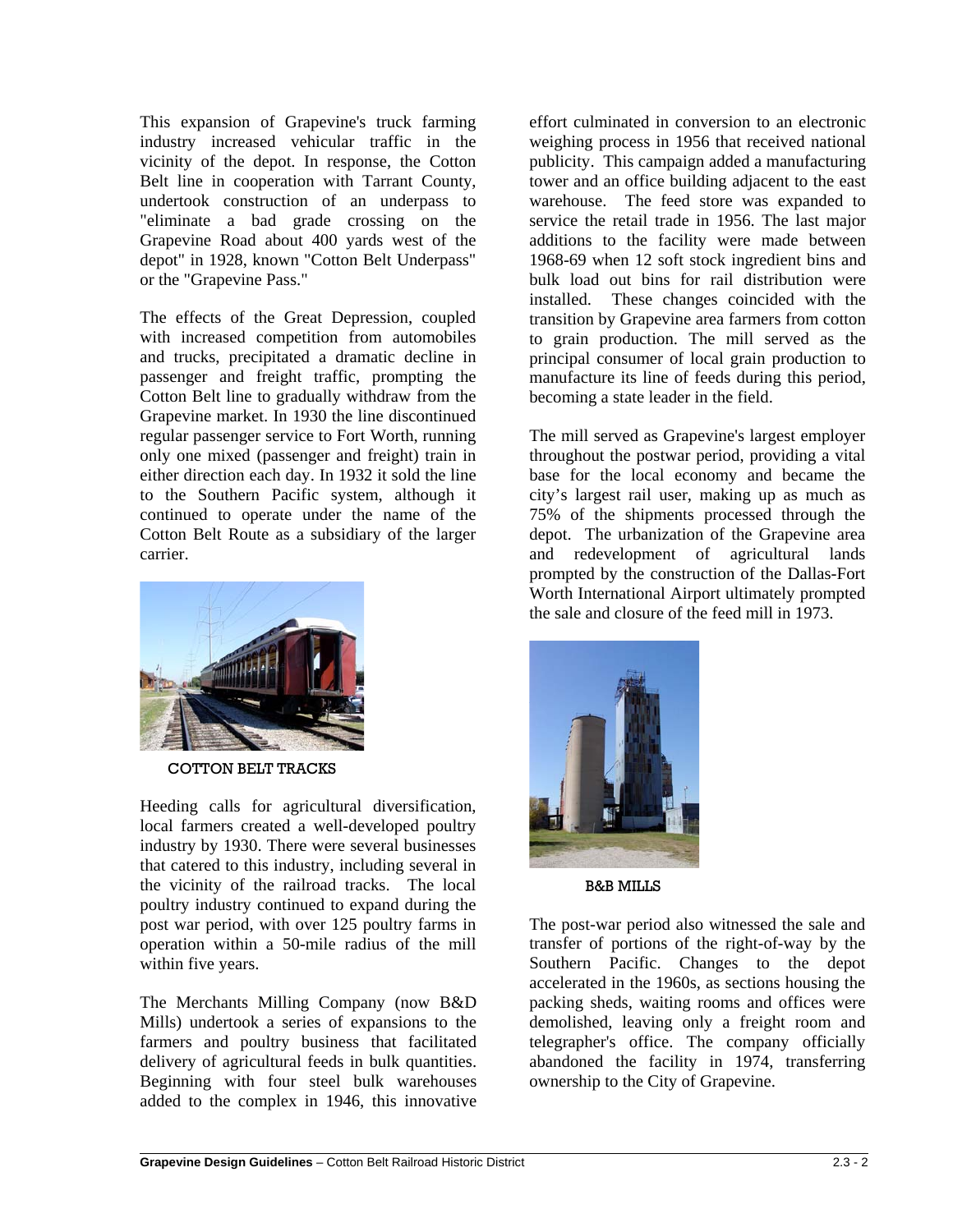This expansion of Grapevine's truck farming industry increased vehicular traffic in the vicinity of the depot. In response, the Cotton Belt line in cooperation with Tarrant County, undertook construction of an underpass to "eliminate a bad grade crossing on the Grapevine Road about 400 yards west of the depot" in 1928, known "Cotton Belt Underpass" or the "Grapevine Pass."

The effects of the Great Depression, coupled with increased competition from automobiles and trucks, precipitated a dramatic decline in passenger and freight traffic, prompting the Cotton Belt line to gradually withdraw from the Grapevine market. In 1930 the line discontinued regular passenger service to Fort Worth, running only one mixed (passenger and freight) train in either direction each day. In 1932 it sold the line to the Southern Pacific system, although it continued to operate under the name of the Cotton Belt Route as a subsidiary of the larger carrier.

COTTON BELT TRACKS

Heeding calls for agricultural diversification, local farmers created a well-developed poultry industry by 1930. There were several businesses that catered to this industry, including several in the vicinity of the railroad tracks. The local poultry industry continued to expand during the post war period, with over 125 poultry farms in operation within a 50-mile radius of the mill within five years.

The Merchants Milling Company (now B&D Mills) undertook a series of expansions to the farmers and poultry business that facilitated delivery of agricultural feeds in bulk quantities. Beginning with four steel bulk warehouses added to the complex in 1946, this innovative effort culminated in conversion to an electronic weighing process in 1956 that received national publicity. This campaign added a manufacturing tower and an office building adjacent to the east warehouse. The feed store was expanded to service the retail trade in 1956. The last major additions to the facility were made between 1968-69 when 12 soft stock ingredient bins and bulk load out bins for rail distribution were installed. These changes coincided with the transition by Grapevine area farmers from cotton to grain production. The mill served as the principal consumer of local grain production to manufacture its line of feeds during this period, becoming a state leader in the field.

The mill served as Grapevine's largest employer throughout the postwar period, providing a vital base for the local economy and became the city's largest rail user, making up as much as 75% of the shipments processed through the depot. The urbanization of the Grapevine area and redevelopment of agricultural lands prompted by the construction of the Dallas-Fort Worth International Airport ultimately prompted the sale and closure of the feed mill in 1973.

B&B MILLS

The post-war period also witnessed the sale and transfer of portions of the right-of-way by the Southern Pacific. Changes to the depot accelerated in the 1960s, as sections housing the packing sheds, waiting rooms and offices were demolished, leaving only a freight room and telegrapher's office. The company officially abandoned the facility in 1974, transferring ownership to the City of Grapevine.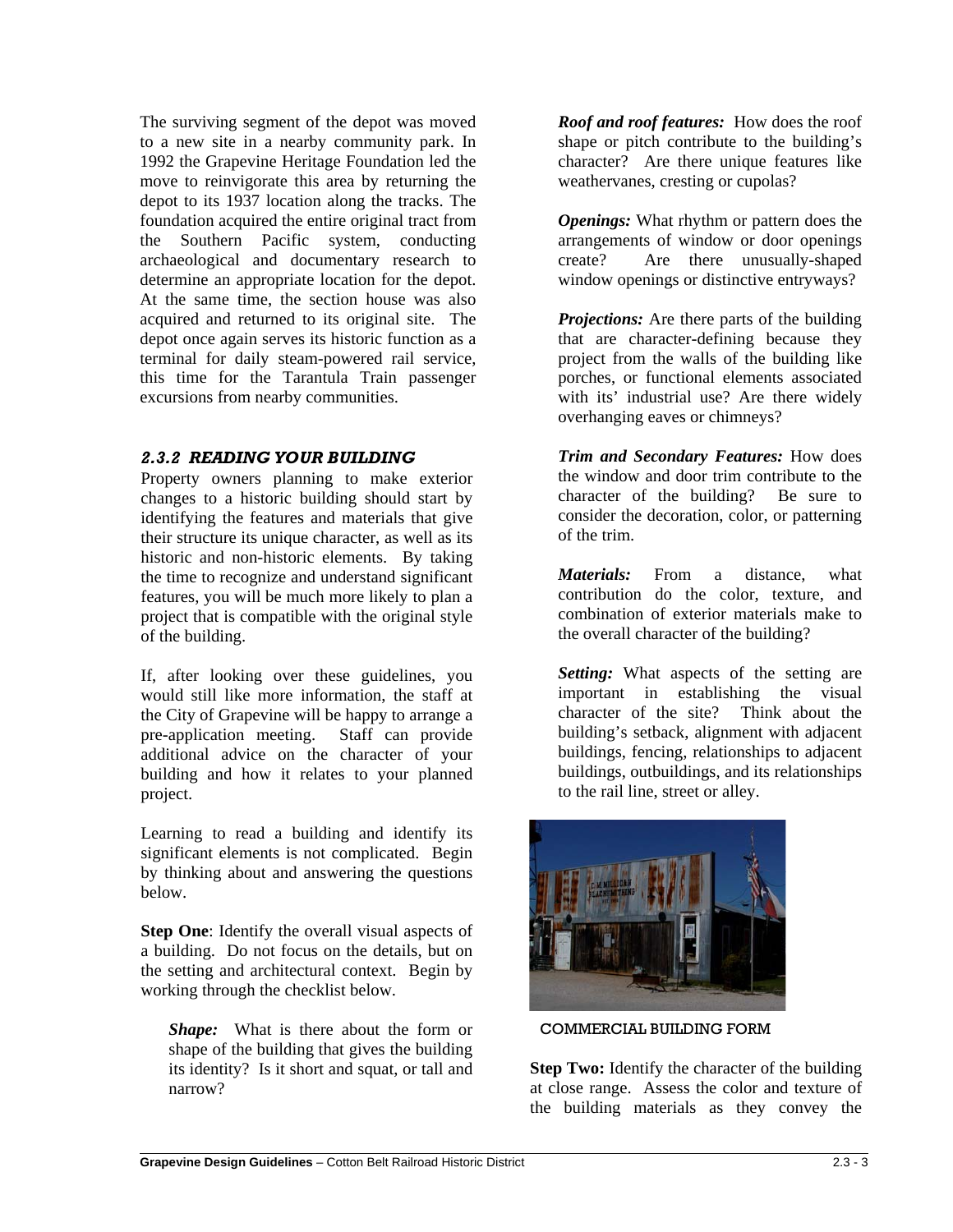The surviving segment of the depot was moved to a new site in a nearby community park. In 1992 the Grapevine Heritage Foundation led the move to reinvigorate this area by returning the depot to its 1937 location along the tracks. The foundation acquired the entire original tract from the Southern Pacific system, conducting archaeological and documentary research to determine an appropriate location for the depot. At the same time, the section house was also acquired and returned to its original site. The depot once again serves its historic function as a terminal for daily steam-powered rail service, this time for the Tarantula Train passenger excursions from nearby communities.

### 2.3.2 READING YOUR BUILDING

Property owners planning to make exterior changes to a historic building should start by identifying the features and materials that give their structure its unique character, as well as its historic and non-historic elements. By taking the time to recognize and understand significant features, you will be much more likely to plan a project that is compatible with the original style of the building.

If, after looking over these guidelines, you would still like more information, the staff at the City of Grapevine will be happy to arrange a pre-application meeting. Staff can provide additional advice on the character of your building and how it relates to your planned project.

Learning to read a building and identify its significant elements is not complicated. Begin by thinking about and answering the questions below.

**Step One**: Identify the overall visual aspects of a building. Do not focus on the details, but on the setting and architectural context. Begin by working through the checklist below.

***Shape:*** What is there about the form or shape of the building that gives the building its identity? Is it short and squat, or tall and narrow?

***Roof and roof features:*** How does the roof shape or pitch contribute to the building's character? Are there unique features like weathervanes, cresting or cupolas?

***Openings:*** What rhythm or pattern does the arrangements of window or door openings create? Are there unusually-shaped window openings or distinctive entryways?

***Projections:*** Are there parts of the building that are character-defining because they project from the walls of the building like porches, or functional elements associated with its' industrial use? Are there widely overhanging eaves or chimneys?

***Trim and Secondary Features:*** How does the window and door trim contribute to the character of the building? Be sure to consider the decoration, color, or patterning of the trim.

***Materials:*** From a distance, what contribution do the color, texture, and combination of exterior materials make to the overall character of the building?

***Setting:*** What aspects of the setting are important in establishing the visual character of the site? Think about the building's setback, alignment with adjacent buildings, fencing, relationships to adjacent buildings, outbuildings, and its relationships to the rail line, street or alley.

COMMERCIAL BUILDING FORM

**Step Two:** Identify the character of the building at close range. Assess the color and texture of the building materials as they convey the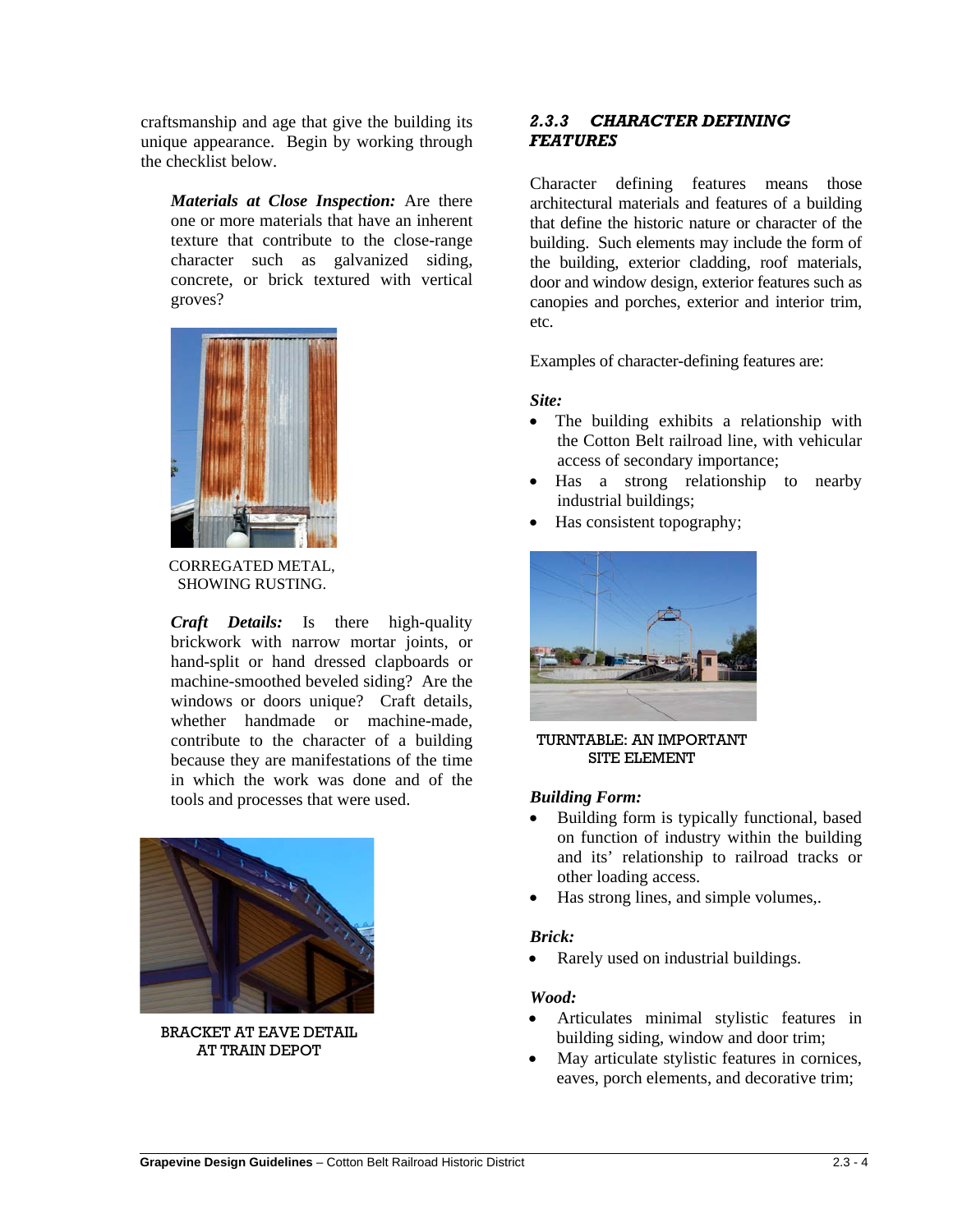craftsmanship and age that give the building its unique appearance. Begin by working through the checklist below.

***Materials at Close Inspection:*** Are there one or more materials that have an inherent texture that contribute to the close-range character such as galvanized siding, concrete, or brick textured with vertical groves?

CORREGATED METAL, SHOWING RUSTING.

***Craft Details:*** Is there high-quality brickwork with narrow mortar joints, or hand-split or hand dressed clapboards or machine-smoothed beveled siding? Are the windows or doors unique? Craft details, whether handmade or machine-made, contribute to the character of a building because they are manifestations of the time in which the work was done and of the tools and processes that were used.

BRACKET AT EAVE DETAIL AT TRAIN DEPOT

### *2.3.3 CHARACTER DEFINING FEATURES*

Character defining features means those architectural materials and features of a building that define the historic nature or character of the building. Such elements may include the form of the building, exterior cladding, roof materials, door and window design, exterior features such as canopies and porches, exterior and interior trim, etc.

Examples of character-defining features are:

***Site:***

- The building exhibits a relationship with the Cotton Belt railroad line, with vehicular access of secondary importance;
- Has a strong relationship to nearby industrial buildings;
- Has consistent topography;

TURNTABLE: AN IMPORTANT SITE ELEMENT

***Building Form:***

- Building form is typically functional, based on function of industry within the building and its' relationship to railroad tracks or other loading access.
- Has strong lines, and simple volumes,.

***Brick:***

- Rarely used on industrial buildings.

***Wood:***

- Articulates minimal stylistic features in building siding, window and door trim;
- May articulate stylistic features in cornices, eaves, porch elements, and decorative trim;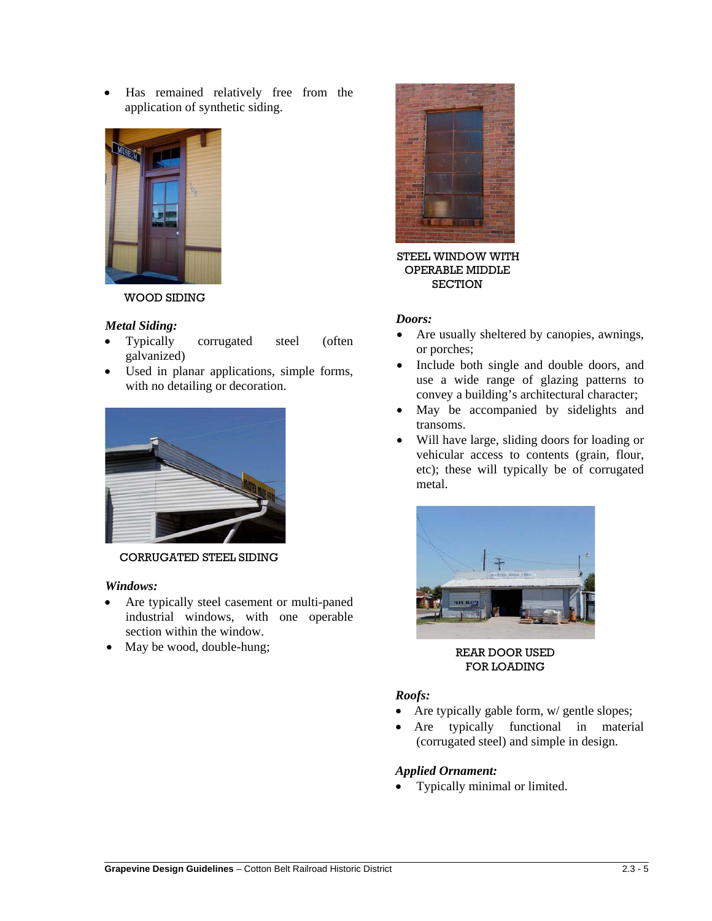- Has remained relatively free from the application of synthetic siding.

WOOD SIDING

*Metal Siding:*

- Typically corrugated steel (often galvanized)
- Used in planar applications, simple forms, with no detailing or decoration.

CORRUGATED STEEL SIDING

*Windows:*

- Are typically steel casement or multi-paned industrial windows, with one operable section within the window.
- May be wood, double-hung;

STEEL WINDOW WITH OPERABLE MIDDLE SECTION

*Doors:*

- Are usually sheltered by canopies, awnings, or porches;
- Include both single and double doors, and use a wide range of glazing patterns to convey a building's architectural character;
- May be accompanied by sidelights and transoms.
- Will have large, sliding doors for loading or vehicular access to contents (grain, flour, etc); these will typically be of corrugated metal.

REAR DOOR USED FOR LOADING

*Roofs:*

- Are typically gable form, w/ gentle slopes;
- Are typically functional in material (corrugated steel) and simple in design.

*Applied Ornament:*

- Typically minimal or limited.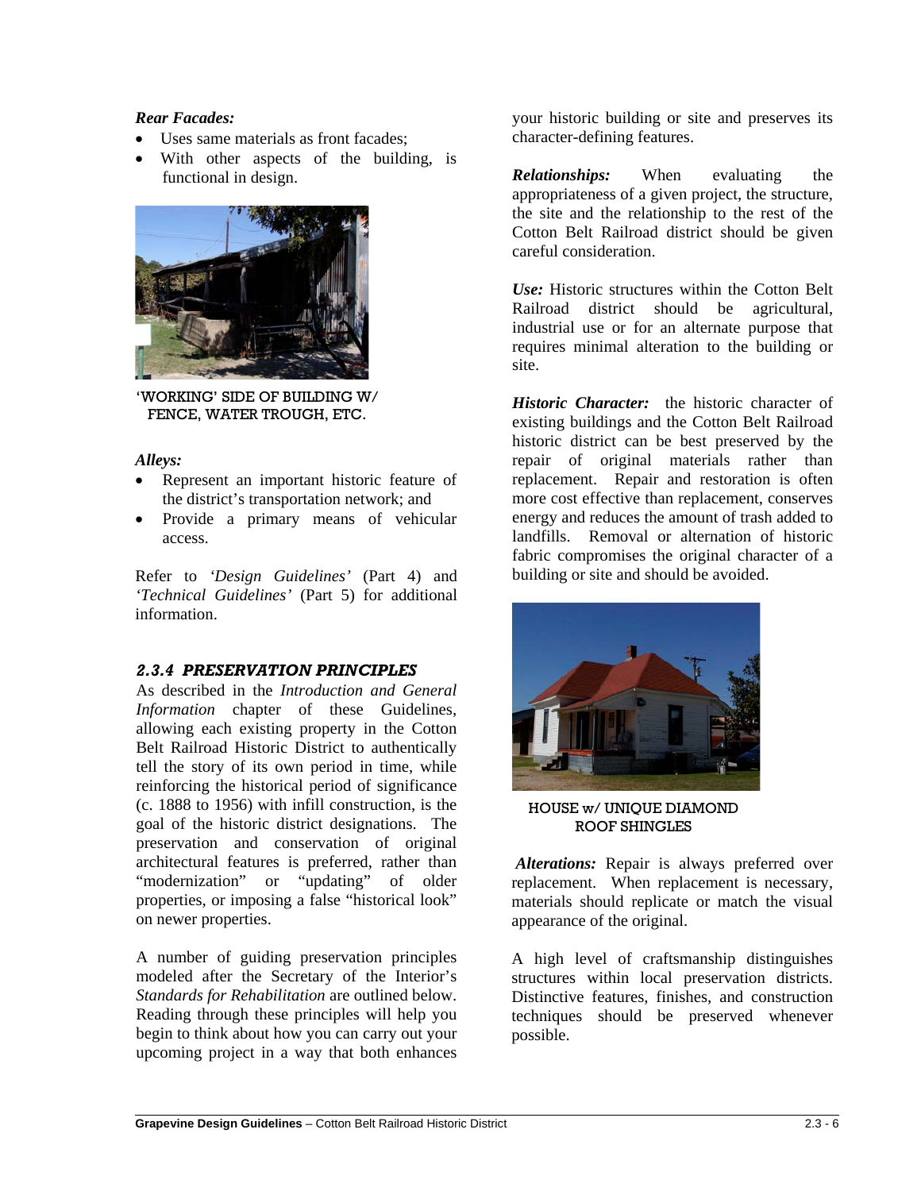***Rear Facades:***

- Uses same materials as front facades;
- With other aspects of the building, is functional in design.

'WORKING' SIDE OF BUILDING W/ FENCE, WATER TROUGH, ETC.

***Alleys:***

- Represent an important historic feature of the district's transportation network; and
- Provide a primary means of vehicular access.

Refer to *'Design Guidelines'* (Part 4) and *'Technical Guidelines'* (Part 5) for additional information.

### *2.3.4 PRESERVATION PRINCIPLES*

As described in the *Introduction and General Information* chapter of these Guidelines, allowing each existing property in the Cotton Belt Railroad Historic District to authentically tell the story of its own period in time, while reinforcing the historical period of significance (c. 1888 to 1956) with infill construction, is the goal of the historic district designations. The preservation and conservation of original architectural features is preferred, rather than "modernization" or "updating" of older properties, or imposing a false "historical look" on newer properties.

A number of guiding preservation principles modeled after the Secretary of the Interior's *Standards for Rehabilitation* are outlined below. Reading through these principles will help you begin to think about how you can carry out your upcoming project in a way that both enhances your historic building or site and preserves its character-defining features.

***Relationships:*** When evaluating the appropriateness of a given project, the structure, the site and the relationship to the rest of the Cotton Belt Railroad district should be given careful consideration.

***Use:*** Historic structures within the Cotton Belt Railroad district should be agricultural, industrial use or for an alternate purpose that requires minimal alteration to the building or site.

***Historic Character:*** the historic character of existing buildings and the Cotton Belt Railroad historic district can be best preserved by the repair of original materials rather than replacement. Repair and restoration is often more cost effective than replacement, conserves energy and reduces the amount of trash added to landfills. Removal or alternation of historic fabric compromises the original character of a building or site and should be avoided.

HOUSE w/ UNIQUE DIAMOND ROOF SHINGLES

***Alterations:*** Repair is always preferred over replacement. When replacement is necessary, materials should replicate or match the visual appearance of the original.

A high level of craftsmanship distinguishes structures within local preservation districts. Distinctive features, finishes, and construction techniques should be preserved whenever possible.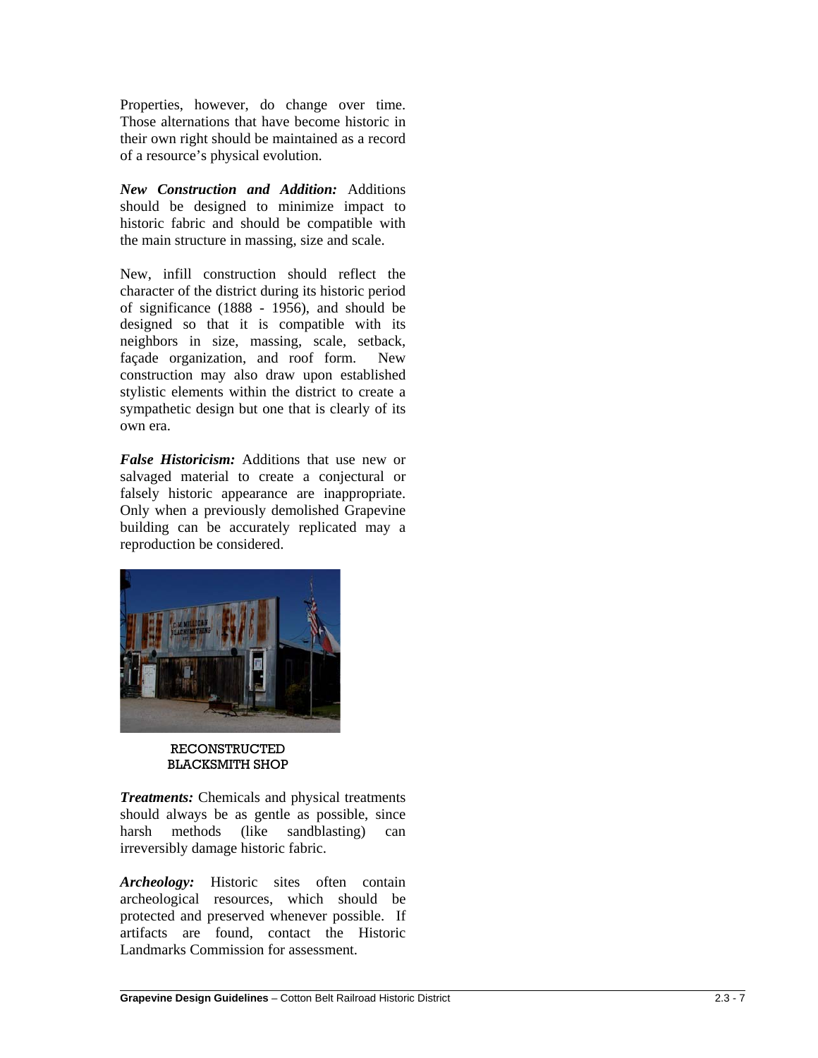Properties, however, do change over time. Those alternations that have become historic in their own right should be maintained as a record of a resource's physical evolution.

***New Construction and Addition:*** Additions should be designed to minimize impact to historic fabric and should be compatible with the main structure in massing, size and scale.

New, infill construction should reflect the character of the district during its historic period of significance (1888 - 1956), and should be designed so that it is compatible with its neighbors in size, massing, scale, setback, façade organization, and roof form. New construction may also draw upon established stylistic elements within the district to create a sympathetic design but one that is clearly of its own era.

***False Historicism:*** Additions that use new or salvaged material to create a conjectural or falsely historic appearance are inappropriate. Only when a previously demolished Grapevine building can be accurately replicated may a reproduction be considered.

RECONSTRUCTED BLACKSMITH SHOP

***Treatments:*** Chemicals and physical treatments should always be as gentle as possible, since harsh methods (like sandblasting) can irreversibly damage historic fabric.

***Archeology:*** Historic sites often contain archeological resources, which should be protected and preserved whenever possible. If artifacts are found, contact the Historic Landmarks Commission for assessment.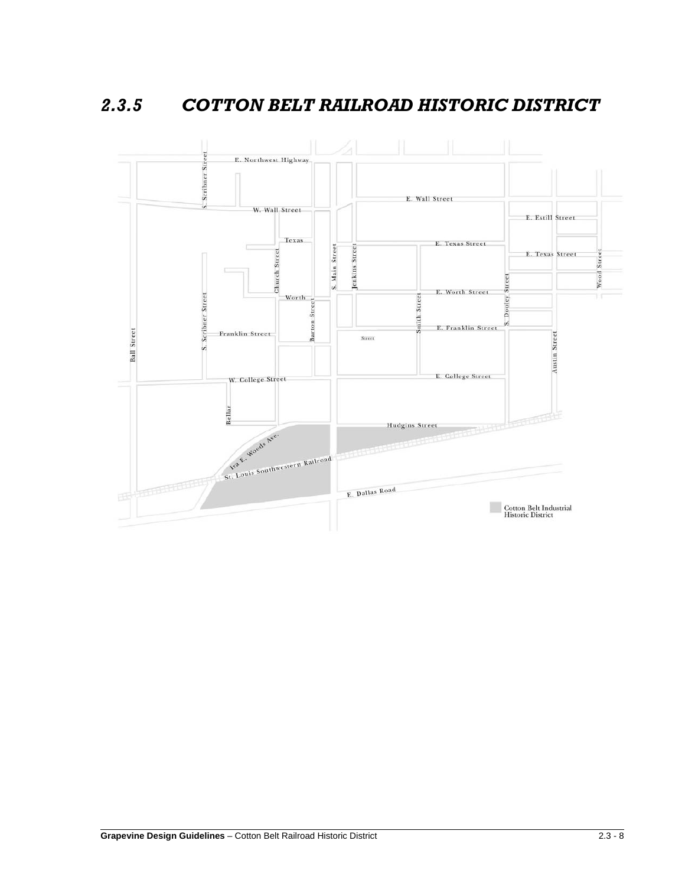## 2.3.5 COTTON BELT RAILROAD HISTORIC DISTRICT